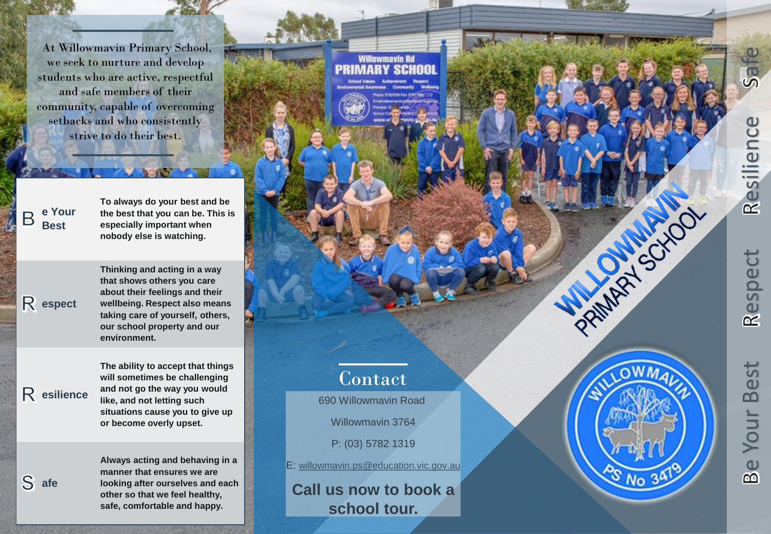At Willowmavin Primary School, we seek to nurture and develop students who are active, respectful and safe members of their community, capable of overcoming setbacks and who consistently strive to do their best.

| | |
|---|---|
| **B**e Your Best | To always do your best and be the best that you can be. This is especially important when nobody else is watching. |
| **R**espect | Thinking and acting in a way that shows others you care about their feelings and their wellbeing. Respect also means taking care of yourself, others, our school property and our environment. |
| **R**esilience | The ability to accept that things will sometimes be challenging and not go the way you would like, and not letting such situations cause you to give up or become overly upset. |
| **S**afe | Always acting and behaving in a manner that ensures we are looking after ourselves and each other so that we feel healthy, safe, comfortable and happy. |

## Contact

690 Willowmavin Road

Willowmavin 3764

P: (03) 5782 1319

E: willowmavin.ps@education.vic.gov.au

**Call us now to book a school tour.**

# WILLOWMAVIN PRIMARY SCHOOL

Be Your Best Respect Resilience Safe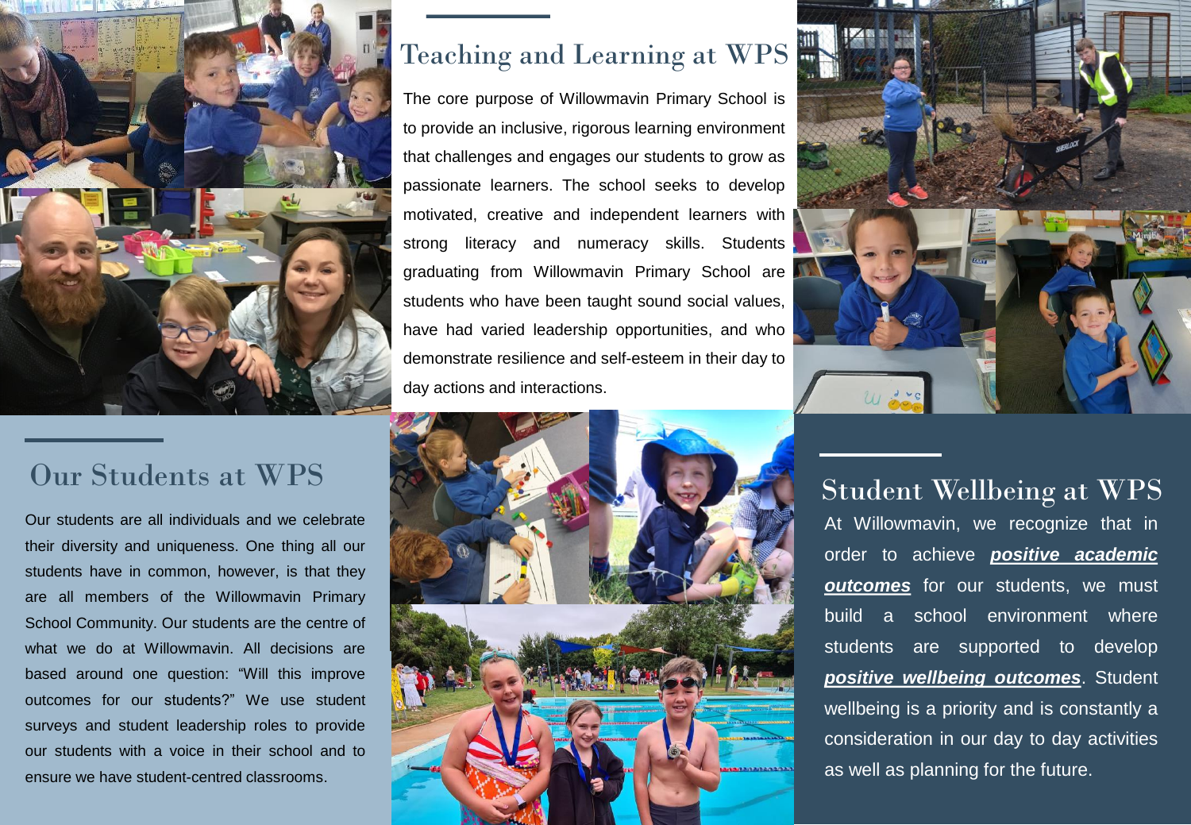## Teaching and Learning at WPS

The core purpose of Willowmavin Primary School is to provide an inclusive, rigorous learning environment that challenges and engages our students to grow as passionate learners. The school seeks to develop motivated, creative and independent learners with strong literacy and numeracy skills. Students graduating from Willowmavin Primary School are students who have been taught sound social values, have had varied leadership opportunities, and who demonstrate resilience and self-esteem in their day to day actions and interactions.

## Our Students at WPS

Our students are all individuals and we celebrate their diversity and uniqueness. One thing all our students have in common, however, is that they are all members of the Willowmavin Primary School Community. Our students are the centre of what we do at Willowmavin. All decisions are based around one question: "Will this improve outcomes for our students?" We use student surveys and student leadership roles to provide our students with a voice in their school and to ensure we have student-centred classrooms.

## Student Wellbeing at WPS

At Willowmavin, we recognize that in order to achieve ***positive academic outcomes*** for our students, we must build a school environment where students are supported to develop ***positive wellbeing outcomes***. Student wellbeing is a priority and is constantly a consideration in our day to day activities as well as planning for the future.